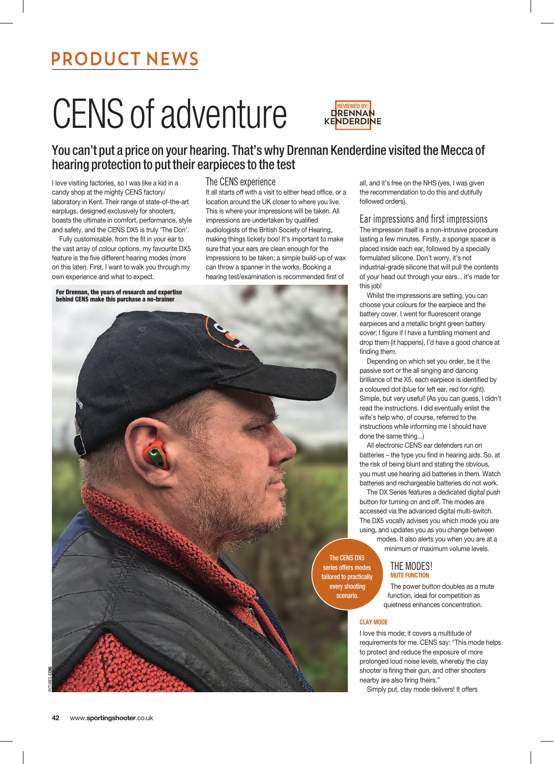# CENS of adventure

REVIEWED BY: DRENNAN KENDERDINE

## You can't put a price on your hearing. That's why Drennan Kenderdine visited the Mecca of hearing protection to put their earpieces to the test

I love visiting factories, so I was like a kid in a candy shop at the mighty CENS factory/ laboratory in Kent. Their range of state-of-the-art earplugs, designed exclusively for shooters, boasts the ultimate in comfort, performance, style and safety, and the CENS DX5 is truly 'The Don'.

Fully customisable, from the fit in your ear to the vast array of colour options, my favourite DX5 feature is the five different hearing modes (more on this later). First, I want to walk you through my own experience and what to expect.

### The CENS experience

It all starts off with a visit to either head office, or a location around the UK closer to where you live. This is where your impressions will be taken. All impressions are undertaken by qualified audiologists of the British Society of Hearing, making things tickety boo! It's important to make sure that your ears are clean enough for the impressions to be taken; a simple build-up of wax can throw a spanner in the works. Booking a hearing test/examination is recommended first of all, and it's free on the NHS (yes, I was given the recommendation to do this and dutifully followed orders).

### Ear impressions and first impressions

The impression itself is a non-intrusive procedure lasting a few minutes. Firstly, a sponge spacer is placed inside each ear, followed by a specially formulated silicone. Don't worry, it's not industrial-grade silicone that will pull the contents of your head out through your ears... it's made for this job!

Whilst the impressions are setting, you can choose your colours for the earpiece and the battery cover. I went for fluorescent orange earpieces and a metallic bright green battery cover; I figure if I have a fumbling moment and drop them (it happens), I'd have a good chance at finding them.

Depending on which set you order, be it the passive sort or the all singing and dancing brilliance of the X5, each earpiece is identified by a coloured dot (blue for left ear, red for right). Simple, but very useful! (As you can guess, I didn't read the instructions. I did eventually enlist the wife's help who, of course, referred to the instructions while informing me I should have done the same thing...)

All electronic CENS ear defenders run on batteries – the type you find in hearing aids. So, at the risk of being blunt and stating the obvious, you must use hearing aid batteries in them. Watch batteries and rechargeable batteries do not work.

The DX Series features a dedicated digital push button for turning on and off. The modes are accessed via the advanced digital multi-switch. The DX5 vocally advises you which mode you are using, and updates you as you change between modes. It also alerts you when you are at a minimum or maximum volume levels.

For Drennan, the years of research and expertise behind CENS make this purchase a no-brainer

The CENS DX5 series offers modes tailored to practically every shooting scenario.

### THE MODES!

#### MUTE FUNCTION

The power button doubles as a mute function, ideal for competition as quietness enhances concentration.

#### CLAY MODE

I love this mode; it covers a multitude of requirements for me. CENS say: "This mode helps to protect and reduce the exposure of more prolonged loud noise levels, whereby the clay shooter is firing their gun, and other shooters nearby are also firing theirs."

Simply put, clay mode delivers! It offers

PICTURES: CENS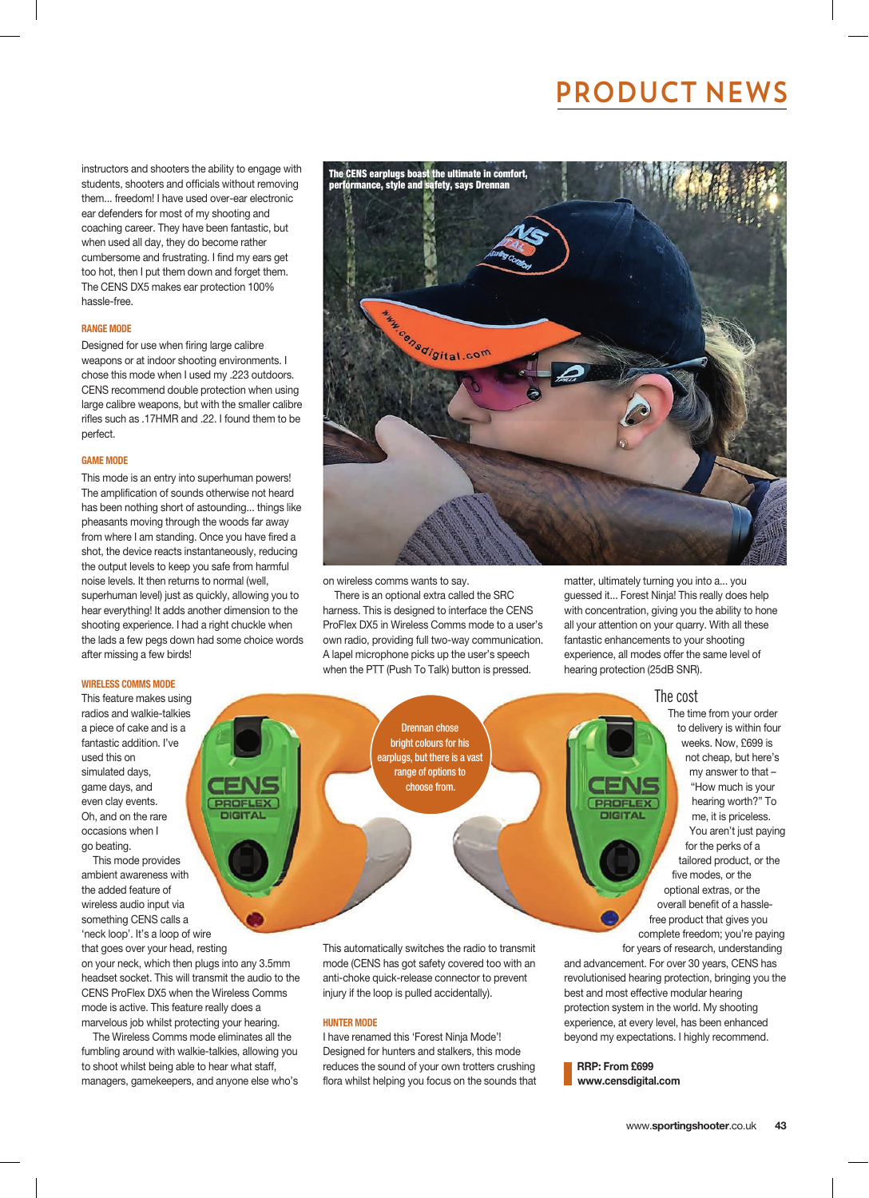instructors and shooters the ability to engage with students, shooters and officials without removing them... freedom! I have used over-ear electronic ear defenders for most of my shooting and coaching career. They have been fantastic, but when used all day, they do become rather cumbersome and frustrating. I find my ears get too hot, then I put them down and forget them. The CENS DX5 makes ear protection 100% hassle-free.

### RANGE MODE

Designed for use when firing large calibre weapons or at indoor shooting environments. I chose this mode when I used my .223 outdoors. CENS recommend double protection when using large calibre weapons, but with the smaller calibre rifles such as .17HMR and .22. I found them to be perfect.

### GAME MODE

This mode is an entry into superhuman powers! The amplification of sounds otherwise not heard has been nothing short of astounding... things like pheasants moving through the woods far away from where I am standing. Once you have fired a shot, the device reacts instantaneously, reducing the output levels to keep you safe from harmful noise levels. It then returns to normal (well, superhuman level) just as quickly, allowing you to hear everything! It adds another dimension to the shooting experience. I had a right chuckle when the lads a few pegs down had some choice words after missing a few birds!

### WIRELESS COMMS MODE

This feature makes using radios and walkie-talkies a piece of cake and is a fantastic addition. I've used this on simulated days, game days, and even clay events. Oh, and on the rare occasions when I go beating.

This mode provides ambient awareness with the added feature of wireless audio input via something CENS calls a 'neck loop'. It's a loop of wire that goes over your head, resting on your neck, which then plugs into any 3.5mm headset socket. This will transmit the audio to the CENS ProFlex DX5 when the Wireless Comms mode is active. This feature really does a marvelous job whilst protecting your hearing.

The Wireless Comms mode eliminates all the fumbling around with walkie-talkies, allowing you to shoot whilst being able to hear what staff, managers, gamekeepers, and anyone else who's on wireless comms wants to say.

There is an optional extra called the SRC harness. This is designed to interface the CENS ProFlex DX5 in Wireless Comms mode to a user's own radio, providing full two-way communication. A lapel microphone picks up the user's speech when the PTT (Push To Talk) button is pressed.

This automatically switches the radio to transmit mode (CENS has got safety covered too with an anti-choke quick-release connector to prevent injury if the loop is pulled accidentally).

### HUNTER MODE

I have renamed this 'Forest Ninja Mode'! Designed for hunters and stalkers, this mode reduces the sound of your own trotters crushing flora whilst helping you focus on the sounds that matter, ultimately turning you into a... you guessed it... Forest Ninja! This really does help with concentration, giving you the ability to hone all your attention on your quarry. With all these fantastic enhancements to your shooting experience, all modes offer the same level of hearing protection (25dB SNR).

The CENS earplugs boast the ultimate in comfort, performance, style and safety, says Drennan

Drennan chose bright colours for his earplugs, but there is a vast range of options to choose from.

## The cost

The time from your order to delivery is within four weeks. Now, £699 is not cheap, but here's my answer to that – "How much is your hearing worth?" To me, it is priceless. You aren't just paying for the perks of a tailored product, or the five modes, or the optional extras, or the overall benefit of a hassle-free product that gives you complete freedom; you're paying for years of research, understanding and advancement. For over 30 years, CENS has revolutionised hearing protection, bringing you the best and most effective modular hearing protection system in the world. My shooting experience, at every level, has been enhanced beyond my expectations. I highly recommend.

**RRP: From £699**
**www.censdigital.com**